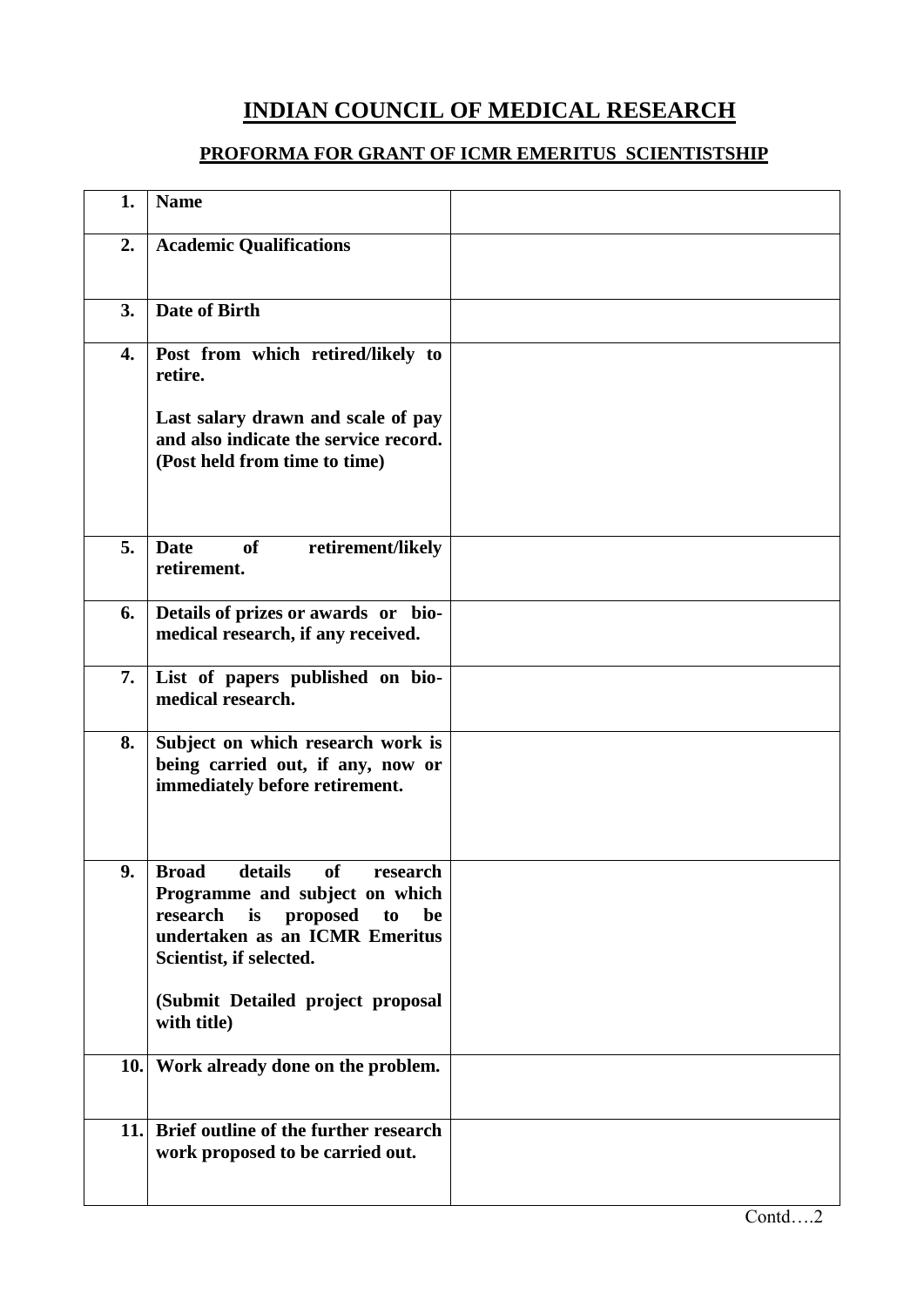# INDIAN COUNCIL OF MEDICAL RESEARCH

## PROFORMA FOR GRANT OF ICMR EMERITUS SCIENTISTSHIP

| | | |
|---|---|---|
| **1.** | **Name** | |
| **2.** | **Academic Qualifications** | |
| **3.** | **Date of Birth** | |
| **4.** | **Post from which retired/likely to retire.**<br><br>**Last salary drawn and scale of pay and also indicate the service record. (Post held from time to time)** | |
| **5.** | **Date of retirement/likely retirement.** | |
| **6.** | **Details of prizes or awards or bio-medical research, if any received.** | |
| **7.** | **List of papers published on bio-medical research.** | |
| **8.** | **Subject on which research work is being carried out, if any, now or immediately before retirement.** | |
| **9.** | **Broad details of research Programme and subject on which research is proposed to be undertaken as an ICMR Emeritus Scientist, if selected.**<br><br>**(Submit Detailed project proposal with title)** | |
| **10.** | **Work already done on the problem.** | |
| **11.** | **Brief outline of the further research work proposed to be carried out.** | |

Contd….2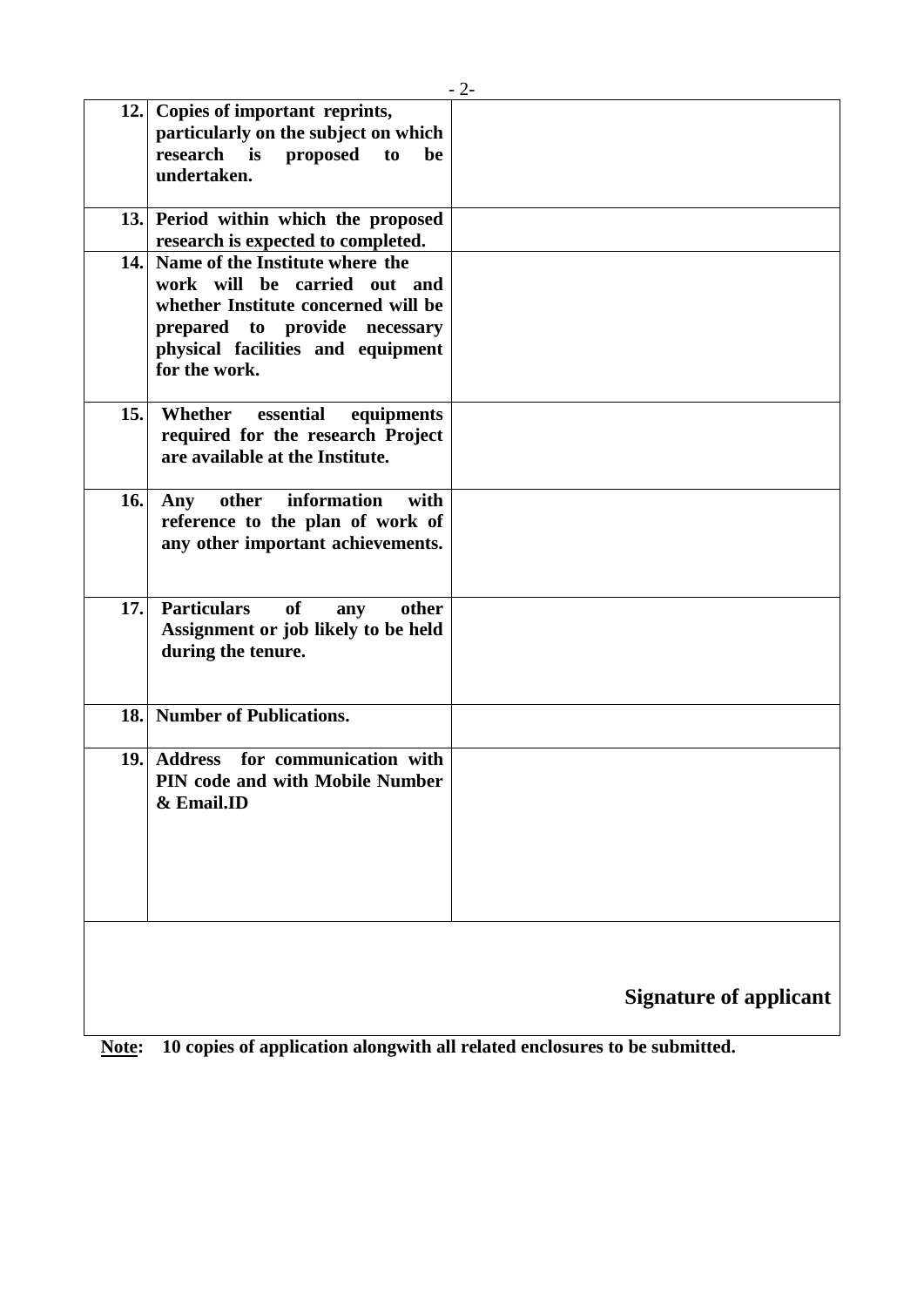| | | |
|---|---|---|
| **12.** | **Copies of important reprints, particularly on the subject on which research is proposed to be undertaken.** | |
| **13.** | **Period within which the proposed research is expected to completed.** | |
| **14.** | **Name of the Institute where the work will be carried out and whether Institute concerned will be prepared to provide necessary physical facilities and equipment for the work.** | |
| **15.** | **Whether essential equipments required for the research Project are available at the Institute.** | |
| **16.** | **Any other information with reference to the plan of work of any other important achievements.** | |
| **17.** | **Particulars of any other Assignment or job likely to be held during the tenure.** | |
| **18.** | **Number of Publications.** | |
| **19.** | **Address for communication with PIN code and with Mobile Number & Email.ID** | |
| | | **Signature of applicant** |

**Note:** **10 copies of application alongwith all related enclosures to be submitted.**